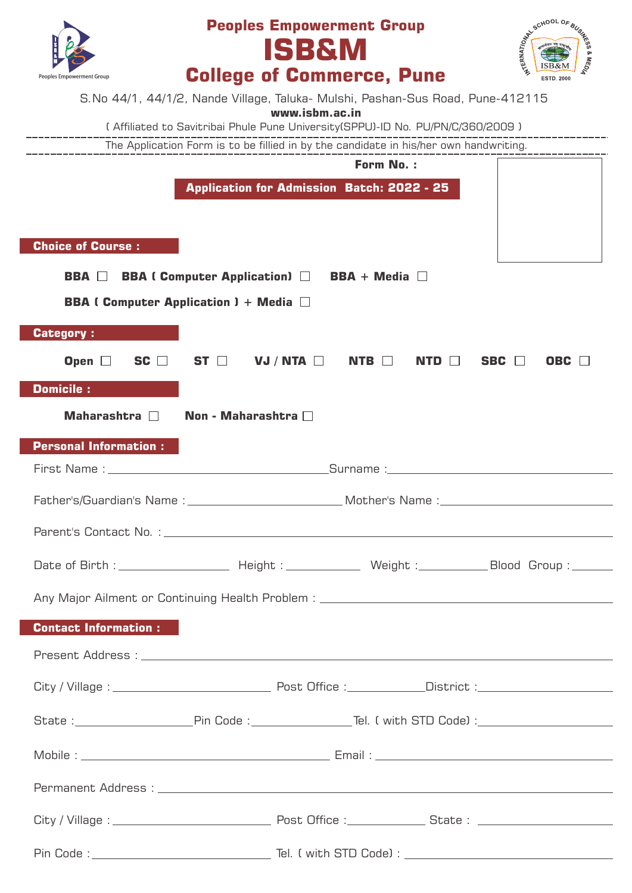Peoples Empowerment Group

# ISB&M

## College of Commerce, Pune

S.No 44/1, 44/1/2, Nande Village, Taluka- Mulshi, Pashan-Sus Road, Pune-412115

**www.isbm.ac.in**

( Affiliated to Savitribai Phule Pune University(SPPU)-ID No. PU/PN/C/360/2009 )

The Application Form is to be fillied in by the candidate in his/her own handwriting.

**Form No. :**

**Application for Admission Batch: 2022 - 25**

### Choice of Course :

**BBA** ☐ **BBA ( Computer Application)** ☐ **BBA + Media** ☐

**BBA ( Computer Application ) + Media** ☐

### Category :

**Open** ☐ **SC** ☐ **ST** ☐ **VJ / NTA** ☐ **NTB** ☐ **NTD** ☐ **SBC** ☐ **OBC** ☐

### Domicile :

**Maharashtra** ☐ **Non - Maharashtra** ☐

### Personal Information :

First Name : ______________________ Surname : ______________________

Father's/Guardian's Name : ______________________ Mother's Name : ______________________

Parent's Contact No. : ______________________

Date of Birth : __________ Height : __________ Weight : __________ Blood Group : __________

Any Major Ailment or Continuing Health Problem : ______________________

### Contact Information :

Present Address : ______________________

City / Village : __________ Post Office : __________ District : __________

State : __________ Pin Code : __________ Tel. ( with STD Code) : __________

Mobile : ______________________ Email : ______________________

Permanent Address : ______________________

City / Village : __________ Post Office : __________ State : __________

Pin Code : __________ Tel. ( with STD Code) : __________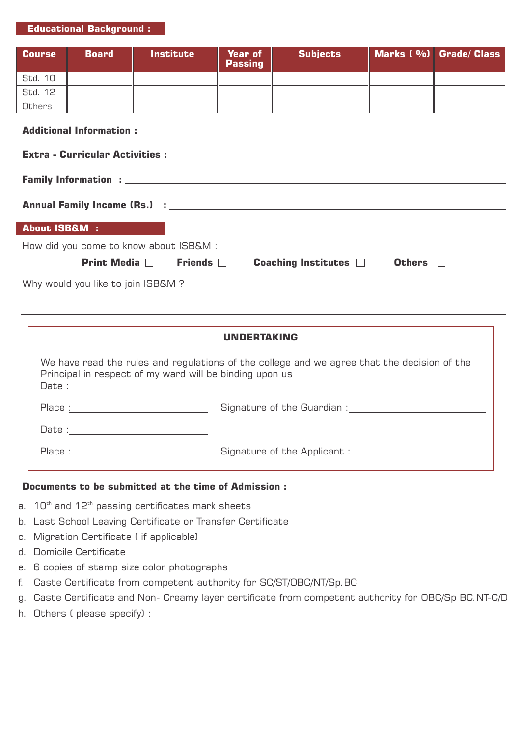## Educational Background :

| Course | Board | Institute | Year of Passing | Subjects | Marks ( %) | Grade/ Class |
|---|---|---|---|---|---|---|
| Std. 10 | | | | | | |
| Std. 12 | | | | | | |
| Others | | | | | | |

**Additional Information :** ______________________________

**Extra - Curricular Activities :** ______________________________

**Family Information :** ______________________________

**Annual Family Income (Rs.) :** ______________________________

## About ISB&M :

How did you come to know about ISB&M :

**Print Media** ☐ **Friends** ☐ **Coaching Institutes** ☐ **Others** ☐

Why would you like to join ISB&M ? ______________________________

______________________________

### UNDERTAKING

We have read the rules and regulations of the college and we agree that the decision of the Principal in respect of my ward will be binding upon us

Date : ______________

Place : ______________ Signature of the Guardian : ______________

Date : ______________

Place : ______________ Signature of the Applicant : ______________

**Documents to be submitted at the time of Admission :**

a. 10th and 12th passing certificates mark sheets
b. Last School Leaving Certificate or Transfer Certificate
c. Migration Certificate ( if applicable)
d. Domicile Certificate
e. 6 copies of stamp size color photographs
f. Caste Certificate from competent authority for SC/ST/OBC/NT/Sp.BC
g. Caste Certificate and Non- Creamy layer certificate from competent authority for OBC/Sp BC.NT-C/D
h. Others ( please specify) : ______________________________